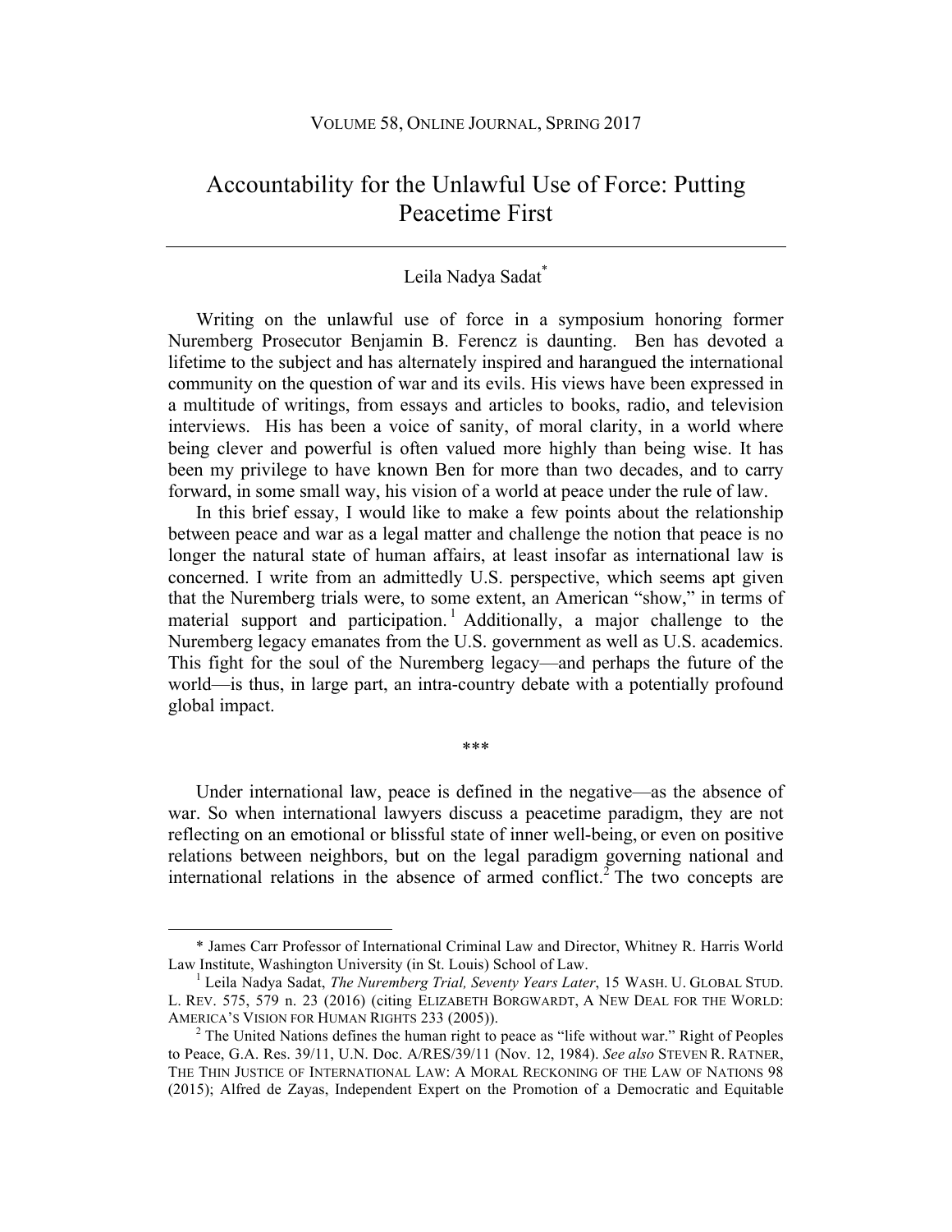# Accountability for the Unlawful Use of Force: Putting Peacetime First

Leila Nadya Sadat[*]

Writing on the unlawful use of force in a symposium honoring former Nuremberg Prosecutor Benjamin B. Ferencz is daunting. Ben has devoted a lifetime to the subject and has alternately inspired and harangued the international community on the question of war and its evils. His views have been expressed in a multitude of writings, from essays and articles to books, radio, and television interviews. His has been a voice of sanity, of moral clarity, in a world where being clever and powerful is often valued more highly than being wise. It has been my privilege to have known Ben for more than two decades, and to carry forward, in some small way, his vision of a world at peace under the rule of law.

In this brief essay, I would like to make a few points about the relationship between peace and war as a legal matter and challenge the notion that peace is no longer the natural state of human affairs, at least insofar as international law is concerned. I write from an admittedly U.S. perspective, which seems apt given that the Nuremberg trials were, to some extent, an American "show," in terms of material support and participation.[1] Additionally, a major challenge to the Nuremberg legacy emanates from the U.S. government as well as U.S. academics. This fight for the soul of the Nuremberg legacy—and perhaps the future of the world—is thus, in large part, an intra-country debate with a potentially profound global impact.

\*\*\*

Under international law, peace is defined in the negative—as the absence of war. So when international lawyers discuss a peacetime paradigm, they are not reflecting on an emotional or blissful state of inner well-being, or even on positive relations between neighbors, but on the legal paradigm governing national and international relations in the absence of armed conflict.[2] The two concepts are

---

\* James Carr Professor of International Criminal Law and Director, Whitney R. Harris World Law Institute, Washington University (in St. Louis) School of Law.

[1] Leila Nadya Sadat, *The Nuremberg Trial, Seventy Years Later*, 15 WASH. U. GLOBAL STUD. L. REV. 575, 579 n. 23 (2016) (citing ELIZABETH BORGWARDT, A NEW DEAL FOR THE WORLD: AMERICA'S VISION FOR HUMAN RIGHTS 233 (2005)).

[2] The United Nations defines the human right to peace as "life without war." Right of Peoples to Peace, G.A. Res. 39/11, U.N. Doc. A/RES/39/11 (Nov. 12, 1984). *See also* STEVEN R. RATNER, THE THIN JUSTICE OF INTERNATIONAL LAW: A MORAL RECKONING OF THE LAW OF NATIONS 98 (2015); Alfred de Zayas, Independent Expert on the Promotion of a Democratic and Equitable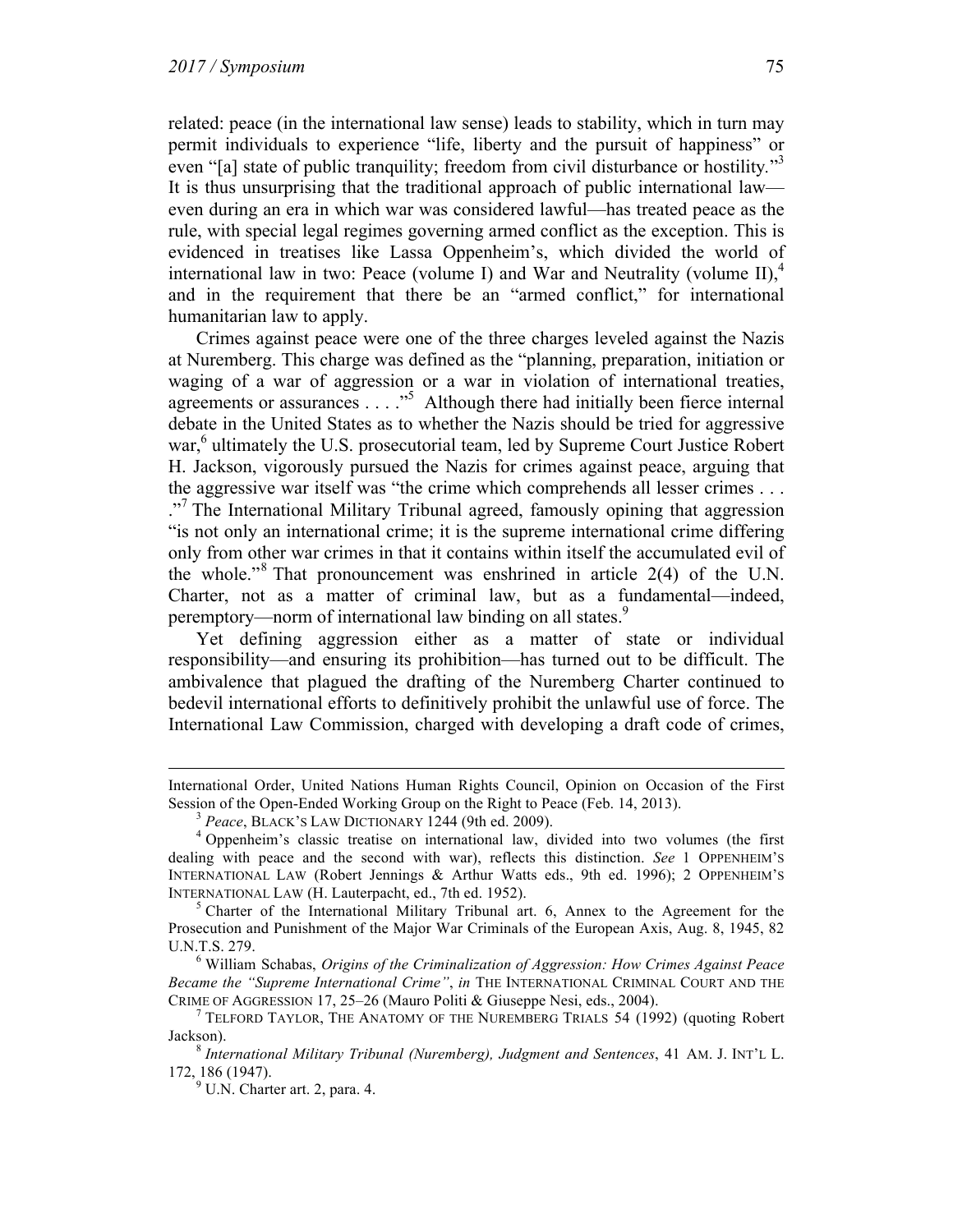related: peace (in the international law sense) leads to stability, which in turn may permit individuals to experience "life, liberty and the pursuit of happiness" or even "[a] state of public tranquility; freedom from civil disturbance or hostility."[3] It is thus unsurprising that the traditional approach of public international law—even during an era in which war was considered lawful—has treated peace as the rule, with special legal regimes governing armed conflict as the exception. This is evidenced in treatises like Lassa Oppenheim's, which divided the world of international law in two: Peace (volume I) and War and Neutrality (volume II),[4] and in the requirement that there be an "armed conflict," for international humanitarian law to apply.

Crimes against peace were one of the three charges leveled against the Nazis at Nuremberg. This charge was defined as the "planning, preparation, initiation or waging of a war of aggression or a war in violation of international treaties, agreements or assurances . . . ."[5] Although there had initially been fierce internal debate in the United States as to whether the Nazis should be tried for aggressive war,[6] ultimately the U.S. prosecutorial team, led by Supreme Court Justice Robert H. Jackson, vigorously pursued the Nazis for crimes against peace, arguing that the aggressive war itself was "the crime which comprehends all lesser crimes . . . ."[7] The International Military Tribunal agreed, famously opining that aggression "is not only an international crime; it is the supreme international crime differing only from other war crimes in that it contains within itself the accumulated evil of the whole."[8] That pronouncement was enshrined in article 2(4) of the U.N. Charter, not as a matter of criminal law, but as a fundamental—indeed, peremptory—norm of international law binding on all states.[9]

Yet defining aggression either as a matter of state or individual responsibility—and ensuring its prohibition—has turned out to be difficult. The ambivalence that plagued the drafting of the Nuremberg Charter continued to bedevil international efforts to definitively prohibit the unlawful use of force. The International Law Commission, charged with developing a draft code of crimes,

---

International Order, United Nations Human Rights Council, Opinion on Occasion of the First Session of the Open-Ended Working Group on the Right to Peace (Feb. 14, 2013).

[3] *Peace*, BLACK'S LAW DICTIONARY 1244 (9th ed. 2009).

[4] Oppenheim's classic treatise on international law, divided into two volumes (the first dealing with peace and the second with war), reflects this distinction. *See* 1 OPPENHEIM'S INTERNATIONAL LAW (Robert Jennings & Arthur Watts eds., 9th ed. 1996); 2 OPPENHEIM'S INTERNATIONAL LAW (H. Lauterpacht, ed., 7th ed. 1952).

[5] Charter of the International Military Tribunal art. 6, Annex to the Agreement for the Prosecution and Punishment of the Major War Criminals of the European Axis, Aug. 8, 1945, 82 U.N.T.S. 279.

[6] William Schabas, *Origins of the Criminalization of Aggression: How Crimes Against Peace Became the "Supreme International Crime"*, *in* THE INTERNATIONAL CRIMINAL COURT AND THE CRIME OF AGGRESSION 17, 25–26 (Mauro Politi & Giuseppe Nesi, eds., 2004).

[7] TELFORD TAYLOR, THE ANATOMY OF THE NUREMBERG TRIALS 54 (1992) (quoting Robert Jackson).

[8] *International Military Tribunal (Nuremberg), Judgment and Sentences*, 41 AM. J. INT'L L. 172, 186 (1947).

[9] U.N. Charter art. 2, para. 4.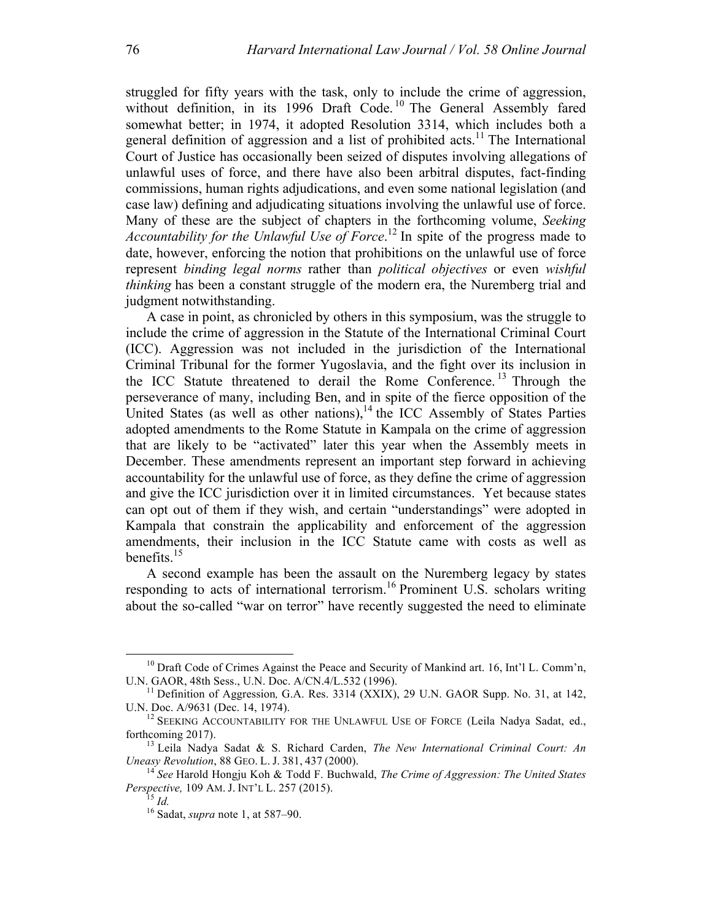struggled for fifty years with the task, only to include the crime of aggression, without definition, in its 1996 Draft Code.[10] The General Assembly fared somewhat better; in 1974, it adopted Resolution 3314, which includes both a general definition of aggression and a list of prohibited acts.[11] The International Court of Justice has occasionally been seized of disputes involving allegations of unlawful uses of force, and there have also been arbitral disputes, fact-finding commissions, human rights adjudications, and even some national legislation (and case law) defining and adjudicating situations involving the unlawful use of force. Many of these are the subject of chapters in the forthcoming volume, *Seeking Accountability for the Unlawful Use of Force*.[12] In spite of the progress made to date, however, enforcing the notion that prohibitions on the unlawful use of force represent *binding legal norms* rather than *political objectives* or even *wishful thinking* has been a constant struggle of the modern era, the Nuremberg trial and judgment notwithstanding.

A case in point, as chronicled by others in this symposium, was the struggle to include the crime of aggression in the Statute of the International Criminal Court (ICC). Aggression was not included in the jurisdiction of the International Criminal Tribunal for the former Yugoslavia, and the fight over its inclusion in the ICC Statute threatened to derail the Rome Conference.[13] Through the perseverance of many, including Ben, and in spite of the fierce opposition of the United States (as well as other nations),[14] the ICC Assembly of States Parties adopted amendments to the Rome Statute in Kampala on the crime of aggression that are likely to be "activated" later this year when the Assembly meets in December. These amendments represent an important step forward in achieving accountability for the unlawful use of force, as they define the crime of aggression and give the ICC jurisdiction over it in limited circumstances. Yet because states can opt out of them if they wish, and certain "understandings" were adopted in Kampala that constrain the applicability and enforcement of the aggression amendments, their inclusion in the ICC Statute came with costs as well as benefits.[15]

A second example has been the assault on the Nuremberg legacy by states responding to acts of international terrorism.[16] Prominent U.S. scholars writing about the so-called "war on terror" have recently suggested the need to eliminate

---

[10] Draft Code of Crimes Against the Peace and Security of Mankind art. 16, Int'l L. Comm'n, U.N. GAOR, 48th Sess., U.N. Doc. A/CN.4/L.532 (1996).

[11] Definition of Aggression, G.A. Res. 3314 (XXIX), 29 U.N. GAOR Supp. No. 31, at 142, U.N. Doc. A/9631 (Dec. 14, 1974).

[12] SEEKING ACCOUNTABILITY FOR THE UNLAWFUL USE OF FORCE (Leila Nadya Sadat, ed., forthcoming 2017).

[13] Leila Nadya Sadat & S. Richard Carden, *The New International Criminal Court: An Uneasy Revolution*, 88 GEO. L. J. 381, 437 (2000).

[14] *See* Harold Hongju Koh & Todd F. Buchwald, *The Crime of Aggression: The United States Perspective,* 109 AM. J. INT'L L. 257 (2015).

[15] *Id.*

[16] Sadat, *supra* note 1, at 587–90.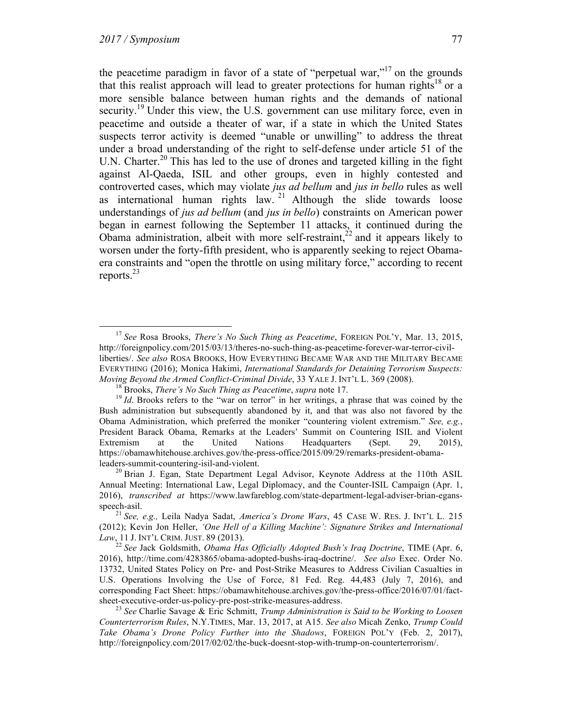the peacetime paradigm in favor of a state of "perpetual war,"[17] on the grounds that this realist approach will lead to greater protections for human rights[18] or a more sensible balance between human rights and the demands of national security.[19] Under this view, the U.S. government can use military force, even in peacetime and outside a theater of war, if a state in which the United States suspects terror activity is deemed "unable or unwilling" to address the threat under a broad understanding of the right to self-defense under article 51 of the U.N. Charter.[20] This has led to the use of drones and targeted killing in the fight against Al-Qaeda, ISIL and other groups, even in highly contested and controverted cases, which may violate *jus ad bellum* and *jus in bello* rules as well as international human rights law.[21] Although the slide towards loose understandings of *jus ad bellum* (and *jus in bello*) constraints on American power began in earnest following the September 11 attacks, it continued during the Obama administration, albeit with more self-restraint,[22] and it appears likely to worsen under the forty-fifth president, who is apparently seeking to reject Obama-era constraints and "open the throttle on using military force," according to recent reports.[23]

---

[17] *See* Rosa Brooks, *There's No Such Thing as Peacetime*, FOREIGN POL'Y, Mar. 13, 2015, http://foreignpolicy.com/2015/03/13/theres-no-such-thing-as-peacetime-forever-war-terror-civil-liberties/. *See also* ROSA BROOKS, HOW EVERYTHING BECAME WAR AND THE MILITARY BECAME EVERYTHING (2016); Monica Hakimi, *International Standards for Detaining Terrorism Suspects: Moving Beyond the Armed Conflict-Criminal Divide*, 33 YALE J. INT'L L. 369 (2008).

[18] Brooks, *There's No Such Thing as Peacetime*, *supra* note 17.

[19] *Id*. Brooks refers to the "war on terror" in her writings, a phrase that was coined by the Bush administration but subsequently abandoned by it, and that was also not favored by the Obama Administration, which preferred the moniker "countering violent extremism." *See, e.g.*, President Barack Obama, Remarks at the Leaders' Summit on Countering ISIL and Violent Extremism at the United Nations Headquarters (Sept. 29, 2015), https://obamawhitehouse.archives.gov/the-press-office/2015/09/29/remarks-president-obama-leaders-summit-countering-isil-and-violent.

[20] Brian J. Egan, State Department Legal Advisor, Keynote Address at the 110th ASIL Annual Meeting: International Law, Legal Diplomacy, and the Counter-ISIL Campaign (Apr. 1, 2016), *transcribed at* https://www.lawfareblog.com/state-department-legal-adviser-brian-egans-speech-asil.

[21] *See, e.g.,* Leila Nadya Sadat, *America's Drone Wars*, 45 CASE W. RES. J. INT'L L. 215 (2012); Kevin Jon Heller, *'One Hell of a Killing Machine': Signature Strikes and International Law*, 11 J. INT'L CRIM. JUST. 89 (2013).

[22] *See* Jack Goldsmith, *Obama Has Officially Adopted Bush's Iraq Doctrine*, TIME (Apr. 6, 2016), http://time.com/4283865/obama-adopted-bushs-iraq-doctrine/. *See also* Exec. Order No. 13732, United States Policy on Pre- and Post-Strike Measures to Address Civilian Casualties in U.S. Operations Involving the Use of Force, 81 Fed. Reg. 44,483 (July 7, 2016), and corresponding Fact Sheet: https://obamawhitehouse.archives.gov/the-press-office/2016/07/01/fact-sheet-executive-order-us-policy-pre-post-strike-measures-address.

[23] *See* Charlie Savage & Eric Schmitt, *Trump Administration is Said to be Working to Loosen Counterterrorism Rules*, N.Y.TIMES, Mar. 13, 2017, at A15. *See also* Micah Zenko, *Trump Could Take Obama's Drone Policy Further into the Shadows*, FOREIGN POL'Y (Feb. 2, 2017), http://foreignpolicy.com/2017/02/02/the-buck-doesnt-stop-with-trump-on-counterterrorism/.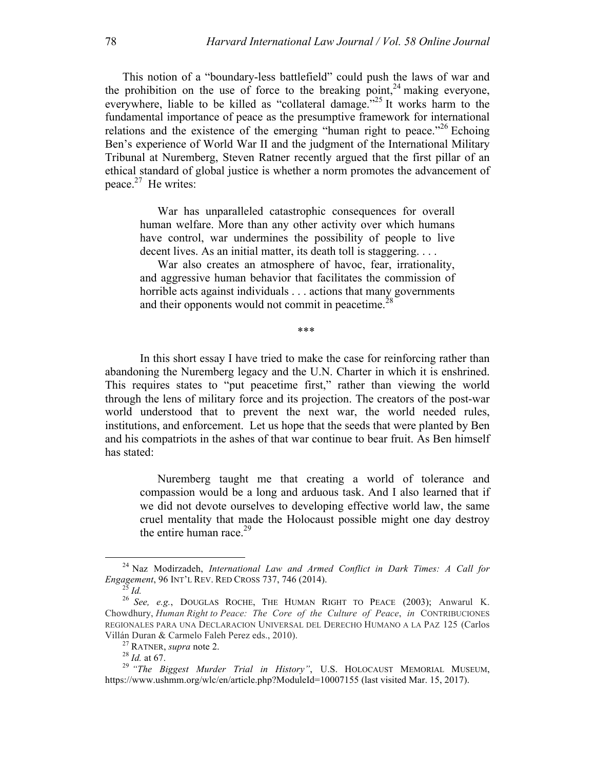This notion of a "boundary-less battlefield" could push the laws of war and the prohibition on the use of force to the breaking point,[24] making everyone, everywhere, liable to be killed as "collateral damage."[25] It works harm to the fundamental importance of peace as the presumptive framework for international relations and the existence of the emerging "human right to peace."[26] Echoing Ben's experience of World War II and the judgment of the International Military Tribunal at Nuremberg, Steven Ratner recently argued that the first pillar of an ethical standard of global justice is whether a norm promotes the advancement of peace.[27] He writes:

> War has unparalleled catastrophic consequences for overall human welfare. More than any other activity over which humans have control, war undermines the possibility of people to live decent lives. As an initial matter, its death toll is staggering. . . .
>
> War also creates an atmosphere of havoc, fear, irrationality, and aggressive human behavior that facilitates the commission of horrible acts against individuals . . . actions that many governments and their opponents would not commit in peacetime.[28]

\*\*\*

In this short essay I have tried to make the case for reinforcing rather than abandoning the Nuremberg legacy and the U.N. Charter in which it is enshrined. This requires states to "put peacetime first," rather than viewing the world through the lens of military force and its projection. The creators of the post-war world understood that to prevent the next war, the world needed rules, institutions, and enforcement. Let us hope that the seeds that were planted by Ben and his compatriots in the ashes of that war continue to bear fruit. As Ben himself has stated:

> Nuremberg taught me that creating a world of tolerance and compassion would be a long and arduous task. And I also learned that if we did not devote ourselves to developing effective world law, the same cruel mentality that made the Holocaust possible might one day destroy the entire human race.[29]

---

[24] Naz Modirzadeh, *International Law and Armed Conflict in Dark Times: A Call for Engagement*, 96 INT'L REV. RED CROSS 737, 746 (2014).

[25] *Id.*

[26] *See, e.g.*, DOUGLAS ROCHE, THE HUMAN RIGHT TO PEACE (2003); Anwarul K. Chowdhury, *Human Right to Peace: The Core of the Culture of Peace*, *in* CONTRIBUCIONES REGIONALES PARA UNA DECLARACION UNIVERSAL DEL DERECHO HUMANO A LA PAZ 125 (Carlos Villán Duran & Carmelo Faleh Perez eds., 2010).

[27] RATNER, *supra* note 2.

[28] *Id.* at 67.

[29] *"The Biggest Murder Trial in History"*, U.S. HOLOCAUST MEMORIAL MUSEUM, https://www.ushmm.org/wlc/en/article.php?ModuleId=10007155 (last visited Mar. 15, 2017).